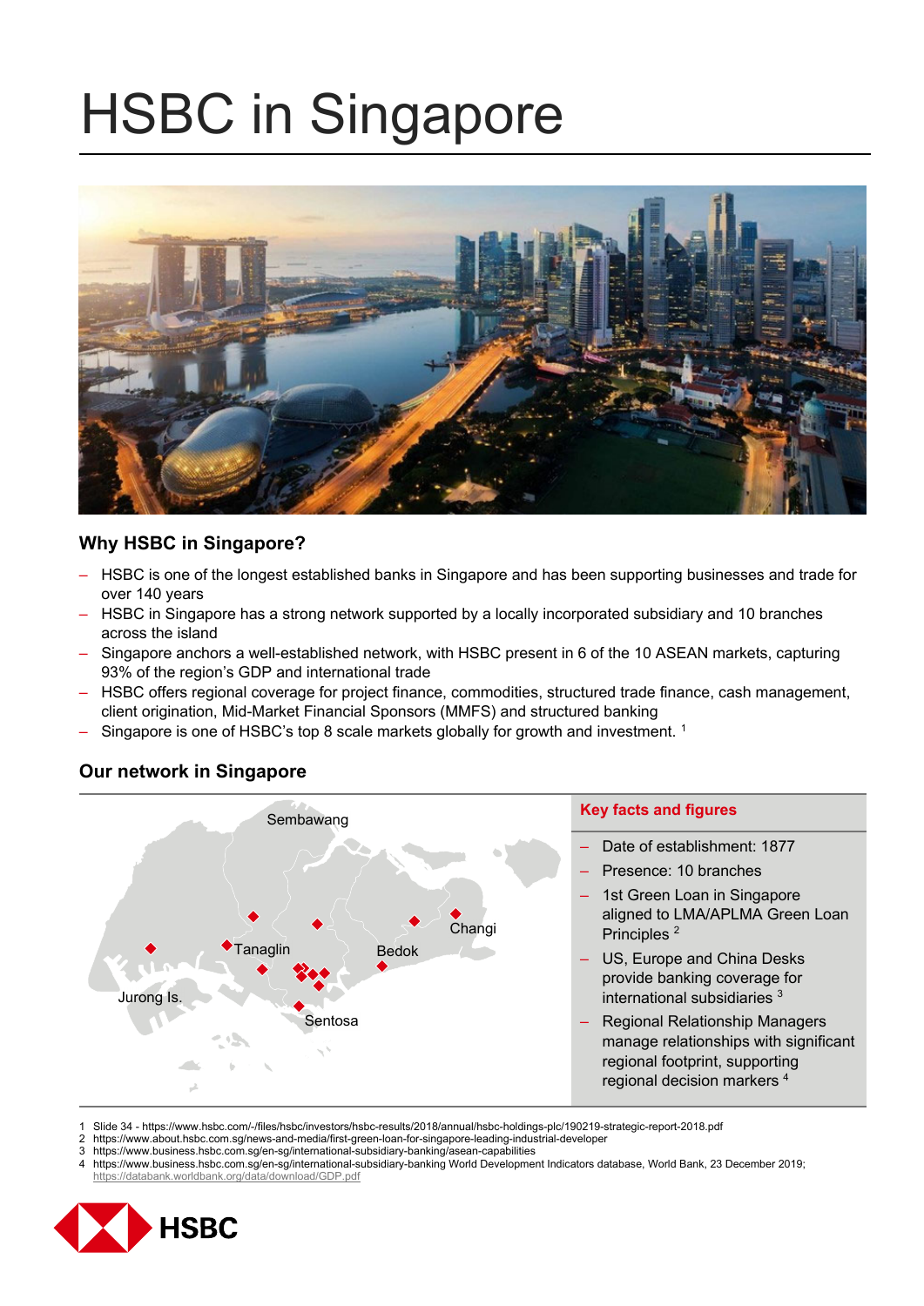# HSBC in Singapore

## Why HSBC in Singapore?

- HSBC is one of the longest established banks in Singapore and has been supporting businesses and trade for over 140 years
- HSBC in Singapore has a strong network supported by a locally incorporated subsidiary and 10 branches across the island
- Singapore anchors a well-established network, with HSBC present in 6 of the 10 ASEAN markets, capturing 93% of the region's GDP and international trade
- HSBC offers regional coverage for project finance, commodities, structured trade finance, cash management, client origination, Mid-Market Financial Sponsors (MMFS) and structured banking
- Singapore is one of HSBC's top 8 scale markets globally for growth and investment. [1]

## Our network in Singapore

Sembawang, Tanaglin, Bedok, Changi, Jurong Is., Sentosa

### Key facts and figures

- Date of establishment: 1877
- Presence: 10 branches
- 1st Green Loan in Singapore aligned to LMA/APLMA Green Loan Principles [2]
- US, Europe and China Desks provide banking coverage for international subsidiaries [3]
- Regional Relationship Managers manage relationships with significant regional footprint, supporting regional decision markers [4]

1 Slide 34 - https://www.hsbc.com/-/files/hsbc/investors/hsbc-results/2018/annual/hsbc-holdings-plc/190219-strategic-report-2018.pdf
2 https://www.about.hsbc.com.sg/news-and-media/first-green-loan-for-singapore-leading-industrial-developer
3 https://www.business.hsbc.com.sg/en-sg/international-subsidiary-banking/asean-capabilities
4 https://www.business.hsbc.com.sg/en-sg/international-subsidiary-banking World Development Indicators database, World Bank, 23 December 2019; https://databank.worldbank.org/data/download/GDP.pdf

HSBC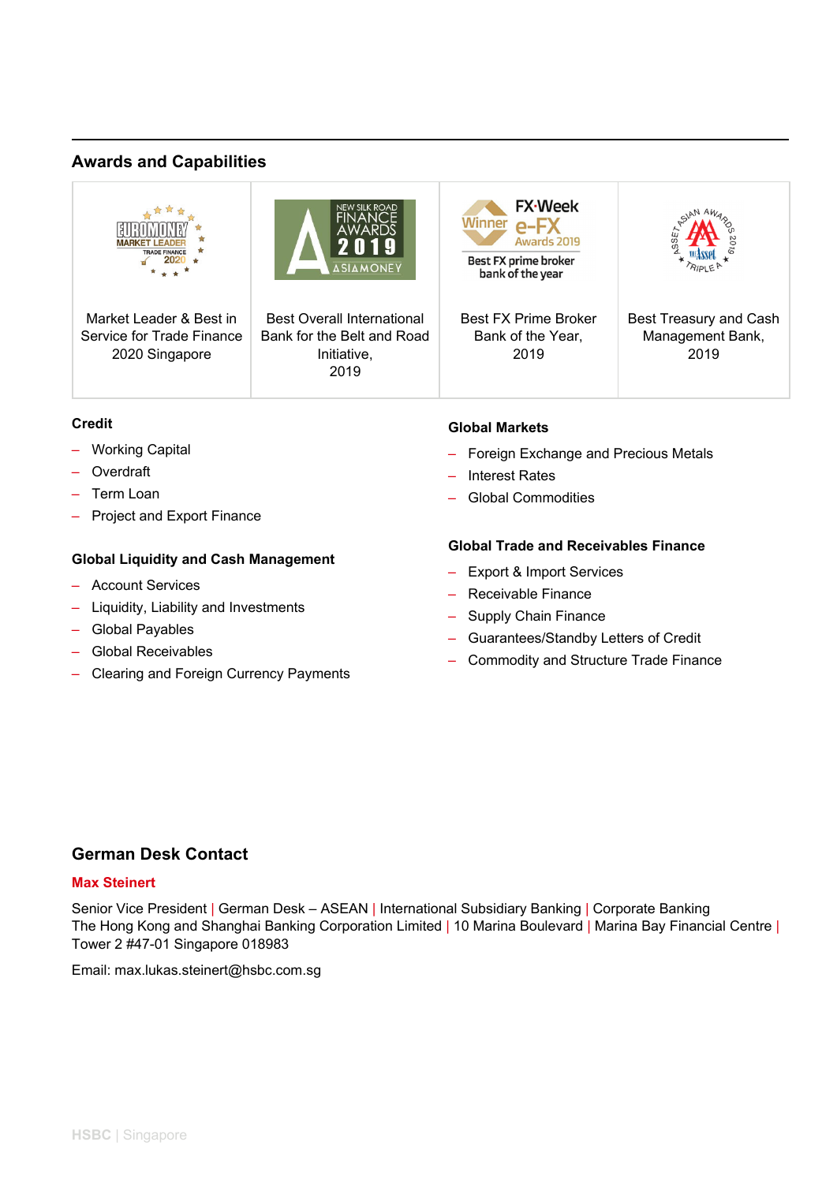## Awards and Capabilities

| | | | |
|---|---|---|---|
| Market Leader & Best in Service for Trade Finance 2020 Singapore | Best Overall International Bank for the Belt and Road Initiative, 2019 | Best FX Prime Broker Bank of the Year, 2019 | Best Treasury and Cash Management Bank, 2019 |

### Credit

- Working Capital
- Overdraft
- Term Loan
- Project and Export Finance

### Global Liquidity and Cash Management

- Account Services
- Liquidity, Liability and Investments
- Global Payables
- Global Receivables
- Clearing and Foreign Currency Payments

### Global Markets

- Foreign Exchange and Precious Metals
- Interest Rates
- Global Commodities

### Global Trade and Receivables Finance

- Export & Import Services
- Receivable Finance
- Supply Chain Finance
- Guarantees/Standby Letters of Credit
- Commodity and Structure Trade Finance

## German Desk Contact

**Max Steinert**

Senior Vice President | German Desk – ASEAN | International Subsidiary Banking | Corporate Banking
The Hong Kong and Shanghai Banking Corporation Limited | 10 Marina Boulevard | Marina Bay Financial Centre | Tower 2 #47-01 Singapore 018983

Email: max.lukas.steinert@hsbc.com.sg